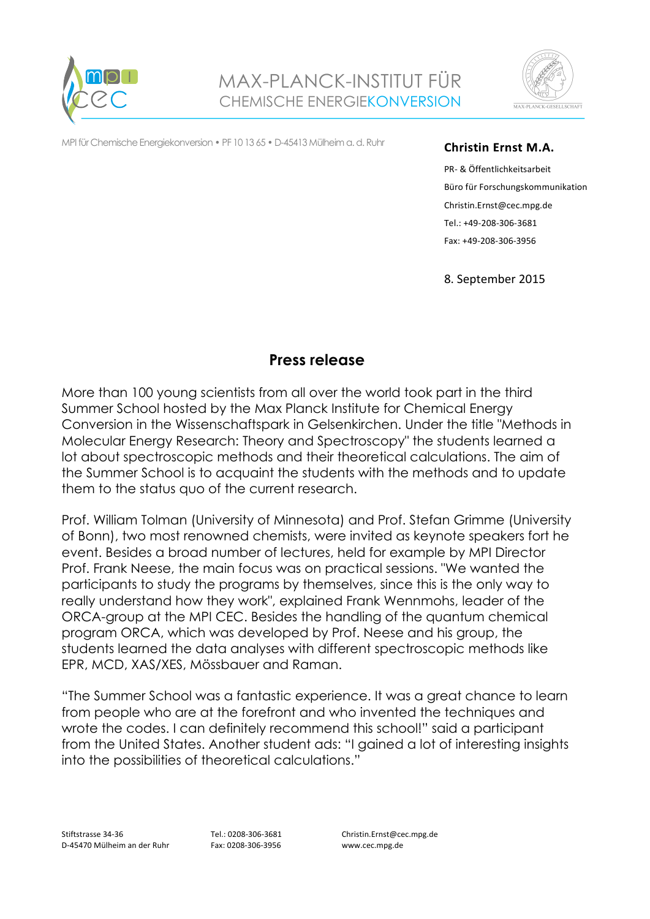MAX-PLANCK-INSTITUT FÜR
CHEMISCHE ENERGIEKONVERSION

MPI für Chemische Energiekonversion • PF 10 13 65 • D-45413 Mülheim a. d. Ruhr

**Christin Ernst M.A.**

PR- & Öffentlichkeitsarbeit
Büro für Forschungskommunikation
Christin.Ernst@cec.mpg.de
Tel.: +49-208-306-3681
Fax: +49-208-306-3956

8. September 2015

## Press release

More than 100 young scientists from all over the world took part in the third Summer School hosted by the Max Planck Institute for Chemical Energy Conversion in the Wissenschaftspark in Gelsenkirchen. Under the title "Methods in Molecular Energy Research: Theory and Spectroscopy" the students learned a lot about spectroscopic methods and their theoretical calculations. The aim of the Summer School is to acquaint the students with the methods and to update them to the status quo of the current research.

Prof. William Tolman (University of Minnesota) and Prof. Stefan Grimme (University of Bonn), two most renowned chemists, were invited as keynote speakers fort he event. Besides a broad number of lectures, held for example by MPI Director Prof. Frank Neese, the main focus was on practical sessions. "We wanted the participants to study the programs by themselves, since this is the only way to really understand how they work", explained Frank Wennmohs, leader of the ORCA-group at the MPI CEC. Besides the handling of the quantum chemical program ORCA, which was developed by Prof. Neese and his group, the students learned the data analyses with different spectroscopic methods like EPR, MCD, XAS/XES, Mössbauer and Raman.

"The Summer School was a fantastic experience. It was a great chance to learn from people who are at the forefront and who invented the techniques and wrote the codes. I can definitely recommend this school!" said a participant from the United States. Another student ads: "I gained a lot of interesting insights into the possibilities of theoretical calculations."

Stiftstrasse 34-36
D-45470 Mülheim an der Ruhr

Tel.: 0208-306-3681
Fax: 0208-306-3956

Christin.Ernst@cec.mpg.de
www.cec.mpg.de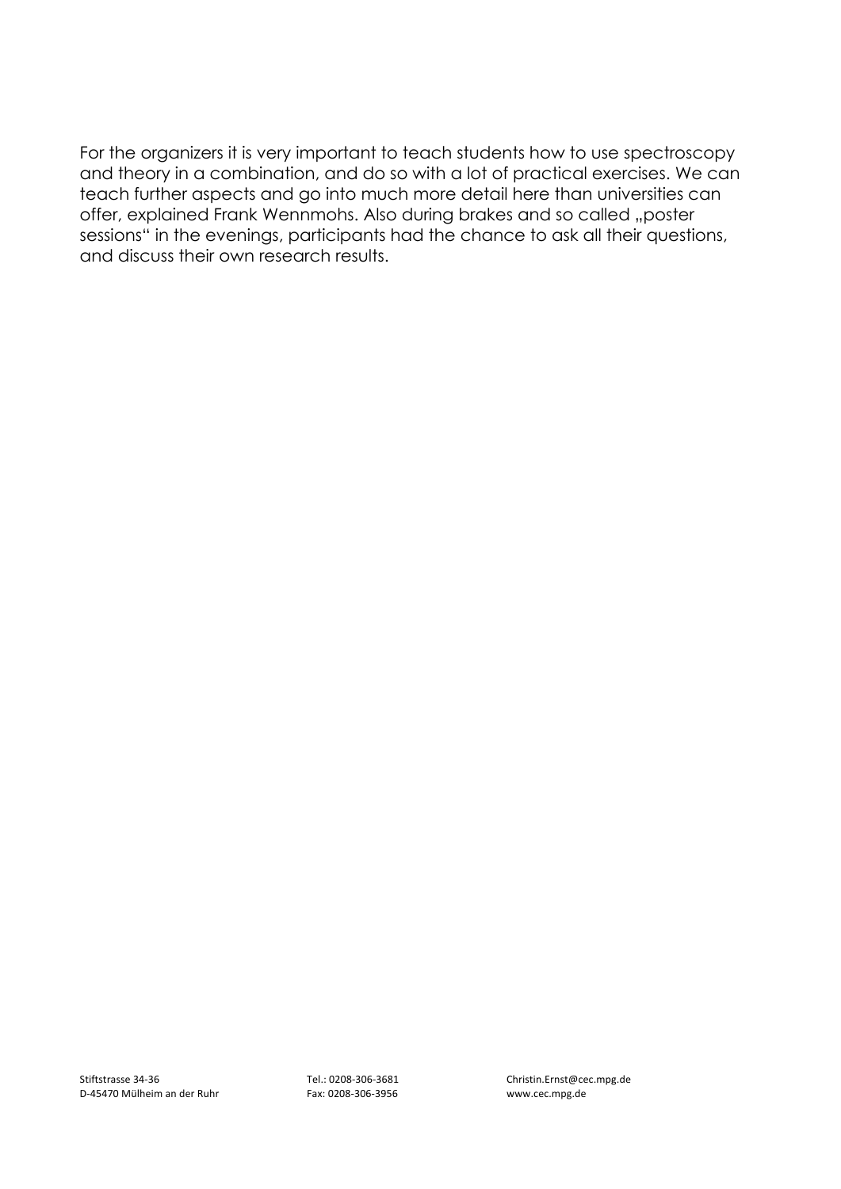For the organizers it is very important to teach students how to use spectroscopy and theory in a combination, and do so with a lot of practical exercises. We can teach further aspects and go into much more detail here than universities can offer, explained Frank Wennmohs. Also during brakes and so called „poster sessions" in the evenings, participants had the chance to ask all their questions, and discuss their own research results.